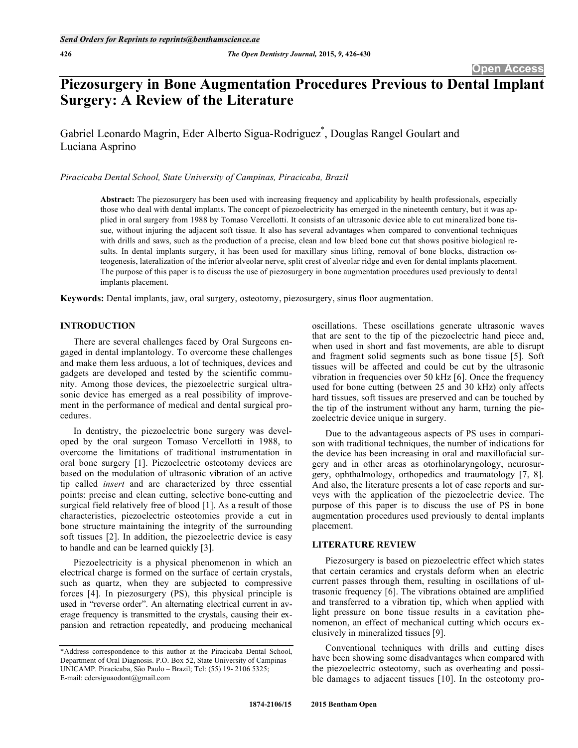Send Orders for Reprints to reprints@benthamscience.ae

Open Access

# Piezosurgery in Bone Augmentation Procedures Previous to Dental Implant Surgery: A Review of the Literature

Gabriel Leonardo Magrin, Eder Alberto Sigua-Rodriguez*, Douglas Rangel Goulart and Luciana Asprino

*Piracicaba Dental School, State University of Campinas, Piracicaba, Brazil*

**Abstract:** The piezosurgery has been used with increasing frequency and applicability by health professionals, especially those who deal with dental implants. The concept of piezoelectricity has emerged in the nineteenth century, but it was applied in oral surgery from 1988 by Tomaso Vercellotti. It consists of an ultrasonic device able to cut mineralized bone tissue, without injuring the adjacent soft tissue. It also has several advantages when compared to conventional techniques with drills and saws, such as the production of a precise, clean and low bleed bone cut that shows positive biological results. In dental implants surgery, it has been used for maxillary sinus lifting, removal of bone blocks, distraction osteogenesis, lateralization of the inferior alveolar nerve, split crest of alveolar ridge and even for dental implants placement. The purpose of this paper is to discuss the use of piezosurgery in bone augmentation procedures used previously to dental implants placement.

**Keywords:** Dental implants, jaw, oral surgery, osteotomy, piezosurgery, sinus floor augmentation.

## INTRODUCTION

There are several challenges faced by Oral Surgeons engaged in dental implantology. To overcome these challenges and make them less arduous, a lot of techniques, devices and gadgets are developed and tested by the scientific community. Among those devices, the piezoelectric surgical ultrasonic device has emerged as a real possibility of improvement in the performance of medical and dental surgical procedures.

In dentistry, the piezoelectric bone surgery was developed by the oral surgeon Tomaso Vercellotti in 1988, to overcome the limitations of traditional instrumentation in oral bone surgery [1]. Piezoelectric osteotomy devices are based on the modulation of ultrasonic vibration of an active tip called *insert* and are characterized by three essential points: precise and clean cutting, selective bone-cutting and surgical field relatively free of blood [1]. As a result of those characteristics, piezoelectric osteotomies provide a cut in bone structure maintaining the integrity of the surrounding soft tissues [2]. In addition, the piezoelectric device is easy to handle and can be learned quickly [3].

Piezoelectricity is a physical phenomenon in which an electrical charge is formed on the surface of certain crystals, such as quartz, when they are subjected to compressive forces [4]. In piezosurgery (PS), this physical principle is used in "reverse order". An alternating electrical current in average frequency is transmitted to the crystals, causing their expansion and retraction repeatedly, and producing mechanical oscillations. These oscillations generate ultrasonic waves that are sent to the tip of the piezoelectric hand piece and, when used in short and fast movements, are able to disrupt and fragment solid segments such as bone tissue [5]. Soft tissues will be affected and could be cut by the ultrasonic vibration in frequencies over 50 kHz [6]. Once the frequency used for bone cutting (between 25 and 30 kHz) only affects hard tissues, soft tissues are preserved and can be touched by the tip of the instrument without any harm, turning the piezoelectric device unique in surgery.

Due to the advantageous aspects of PS uses in comparison with traditional techniques, the number of indications for the device has been increasing in oral and maxillofacial surgery and in other areas as otorhinolaryngology, neurosurgery, ophthalmology, orthopedics and traumatology [7, 8]. And also, the literature presents a lot of case reports and surveys with the application of the piezoelectric device. The purpose of this paper is to discuss the use of PS in bone augmentation procedures used previously to dental implants placement.

## LITERATURE REVIEW

Piezosurgery is based on piezoelectric effect which states that certain ceramics and crystals deform when an electric current passes through them, resulting in oscillations of ultrasonic frequency [6]. The vibrations obtained are amplified and transferred to a vibration tip, which when applied with light pressure on bone tissue results in a cavitation phenomenon, an effect of mechanical cutting which occurs exclusively in mineralized tissues [9].

Conventional techniques with drills and cutting discs have been showing some disadvantages when compared with the piezoelectric osteotomy, such as overheating and possible damages to adjacent tissues [10]. In the osteotomy pro-

*Address correspondence to this author at the Piracicaba Dental School, Department of Oral Diagnosis. P.O. Box 52, State University of Campinas – UNICAMP. Piracicaba, São Paulo – Brazil; Tel: (55) 19- 2106 5325; E-mail: edersiguaodont@gmail.com

1874-2106/15 2015 Bentham Open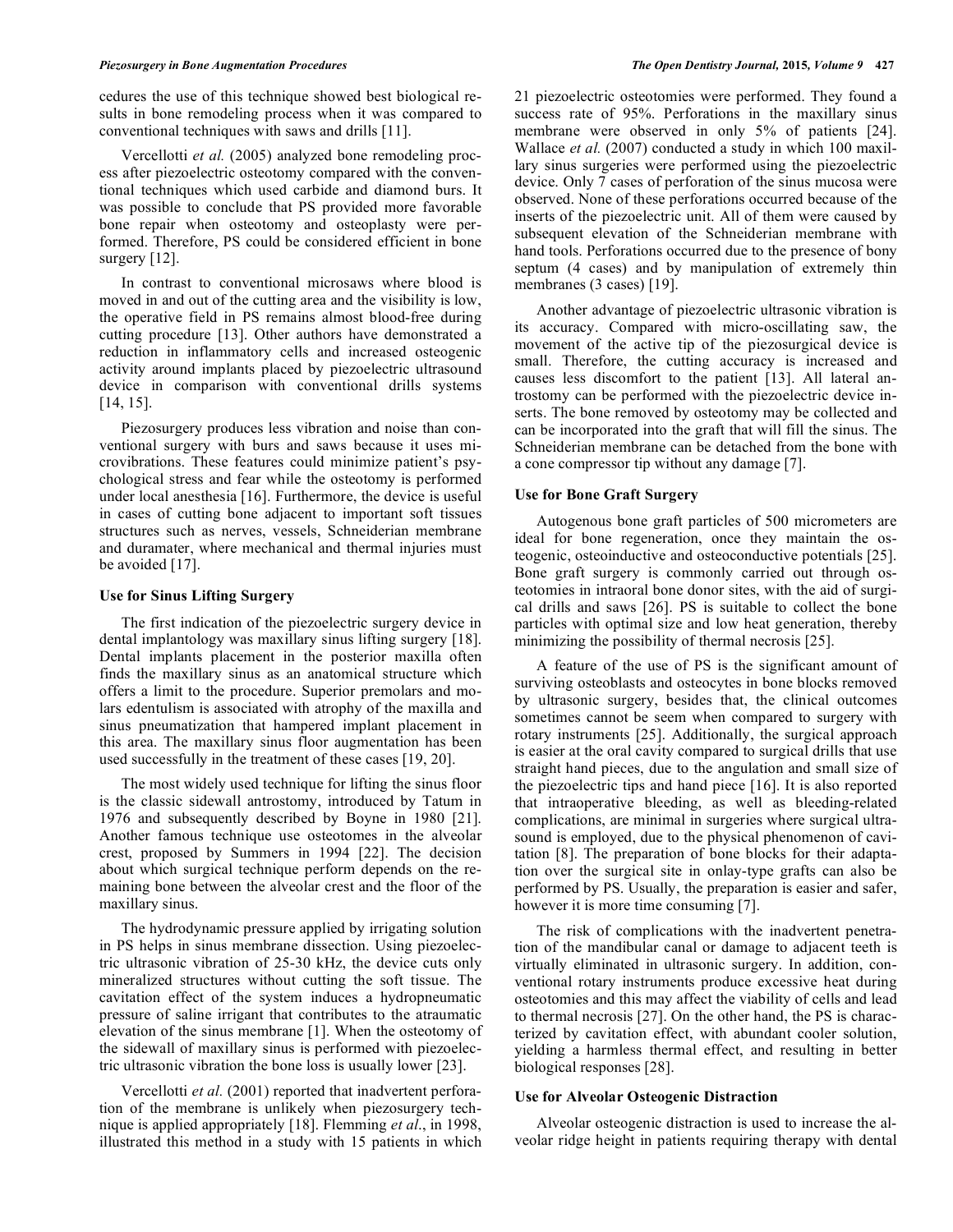cedures the use of this technique showed best biological results in bone remodeling process when it was compared to conventional techniques with saws and drills [11].

Vercellotti *et al.* (2005) analyzed bone remodeling process after piezoelectric osteotomy compared with the conventional techniques which used carbide and diamond burs. It was possible to conclude that PS provided more favorable bone repair when osteotomy and osteoplasty were performed. Therefore, PS could be considered efficient in bone surgery [12].

In contrast to conventional microsaws where blood is moved in and out of the cutting area and the visibility is low, the operative field in PS remains almost blood-free during cutting procedure [13]. Other authors have demonstrated a reduction in inflammatory cells and increased osteogenic activity around implants placed by piezoelectric ultrasound device in comparison with conventional drills systems [14, 15].

Piezosurgery produces less vibration and noise than conventional surgery with burs and saws because it uses microvibrations. These features could minimize patient's psychological stress and fear while the osteotomy is performed under local anesthesia [16]. Furthermore, the device is useful in cases of cutting bone adjacent to important soft tissues structures such as nerves, vessels, Schneiderian membrane and duramater, where mechanical and thermal injuries must be avoided [17].

### Use for Sinus Lifting Surgery

The first indication of the piezoelectric surgery device in dental implantology was maxillary sinus lifting surgery [18]. Dental implants placement in the posterior maxilla often finds the maxillary sinus as an anatomical structure which offers a limit to the procedure. Superior premolars and molars edentulism is associated with atrophy of the maxilla and sinus pneumatization that hampered implant placement in this area. The maxillary sinus floor augmentation has been used successfully in the treatment of these cases [19, 20].

The most widely used technique for lifting the sinus floor is the classic sidewall antrostomy, introduced by Tatum in 1976 and subsequently described by Boyne in 1980 [21]. Another famous technique use osteotomes in the alveolar crest, proposed by Summers in 1994 [22]. The decision about which surgical technique perform depends on the remaining bone between the alveolar crest and the floor of the maxillary sinus.

The hydrodynamic pressure applied by irrigating solution in PS helps in sinus membrane dissection. Using piezoelectric ultrasonic vibration of 25-30 kHz, the device cuts only mineralized structures without cutting the soft tissue. The cavitation effect of the system induces a hydropneumatic pressure of saline irrigant that contributes to the atraumatic elevation of the sinus membrane [1]. When the osteotomy of the sidewall of maxillary sinus is performed with piezoelectric ultrasonic vibration the bone loss is usually lower [23].

Vercellotti *et al.* (2001) reported that inadvertent perforation of the membrane is unlikely when piezosurgery technique is applied appropriately [18]. Flemming *et al*., in 1998, illustrated this method in a study with 15 patients in which 21 piezoelectric osteotomies were performed. They found a success rate of 95%. Perforations in the maxillary sinus membrane were observed in only 5% of patients [24]. Wallace *et al.* (2007) conducted a study in which 100 maxillary sinus surgeries were performed using the piezoelectric device. Only 7 cases of perforation of the sinus mucosa were observed. None of these perforations occurred because of the inserts of the piezoelectric unit. All of them were caused by subsequent elevation of the Schneiderian membrane with hand tools. Perforations occurred due to the presence of bony septum (4 cases) and by manipulation of extremely thin membranes (3 cases) [19].

Another advantage of piezoelectric ultrasonic vibration is its accuracy. Compared with micro-oscillating saw, the movement of the active tip of the piezosurgical device is small. Therefore, the cutting accuracy is increased and causes less discomfort to the patient [13]. All lateral antrostomy can be performed with the piezoelectric device inserts. The bone removed by osteotomy may be collected and can be incorporated into the graft that will fill the sinus. The Schneiderian membrane can be detached from the bone with a cone compressor tip without any damage [7].

### Use for Bone Graft Surgery

Autogenous bone graft particles of 500 micrometers are ideal for bone regeneration, once they maintain the osteogenic, osteoinductive and osteoconductive potentials [25]. Bone graft surgery is commonly carried out through osteotomies in intraoral bone donor sites, with the aid of surgical drills and saws [26]. PS is suitable to collect the bone particles with optimal size and low heat generation, thereby minimizing the possibility of thermal necrosis [25].

A feature of the use of PS is the significant amount of surviving osteoblasts and osteocytes in bone blocks removed by ultrasonic surgery, besides that, the clinical outcomes sometimes cannot be seem when compared to surgery with rotary instruments [25]. Additionally, the surgical approach is easier at the oral cavity compared to surgical drills that use straight hand pieces, due to the angulation and small size of the piezoelectric tips and hand piece [16]. It is also reported that intraoperative bleeding, as well as bleeding-related complications, are minimal in surgeries where surgical ultrasound is employed, due to the physical phenomenon of cavitation [8]. The preparation of bone blocks for their adaptation over the surgical site in onlay-type grafts can also be performed by PS. Usually, the preparation is easier and safer, however it is more time consuming [7].

The risk of complications with the inadvertent penetration of the mandibular canal or damage to adjacent teeth is virtually eliminated in ultrasonic surgery. In addition, conventional rotary instruments produce excessive heat during osteotomies and this may affect the viability of cells and lead to thermal necrosis [27]. On the other hand, the PS is characterized by cavitation effect, with abundant cooler solution, yielding a harmless thermal effect, and resulting in better biological responses [28].

### Use for Alveolar Osteogenic Distraction

Alveolar osteogenic distraction is used to increase the alveolar ridge height in patients requiring therapy with dental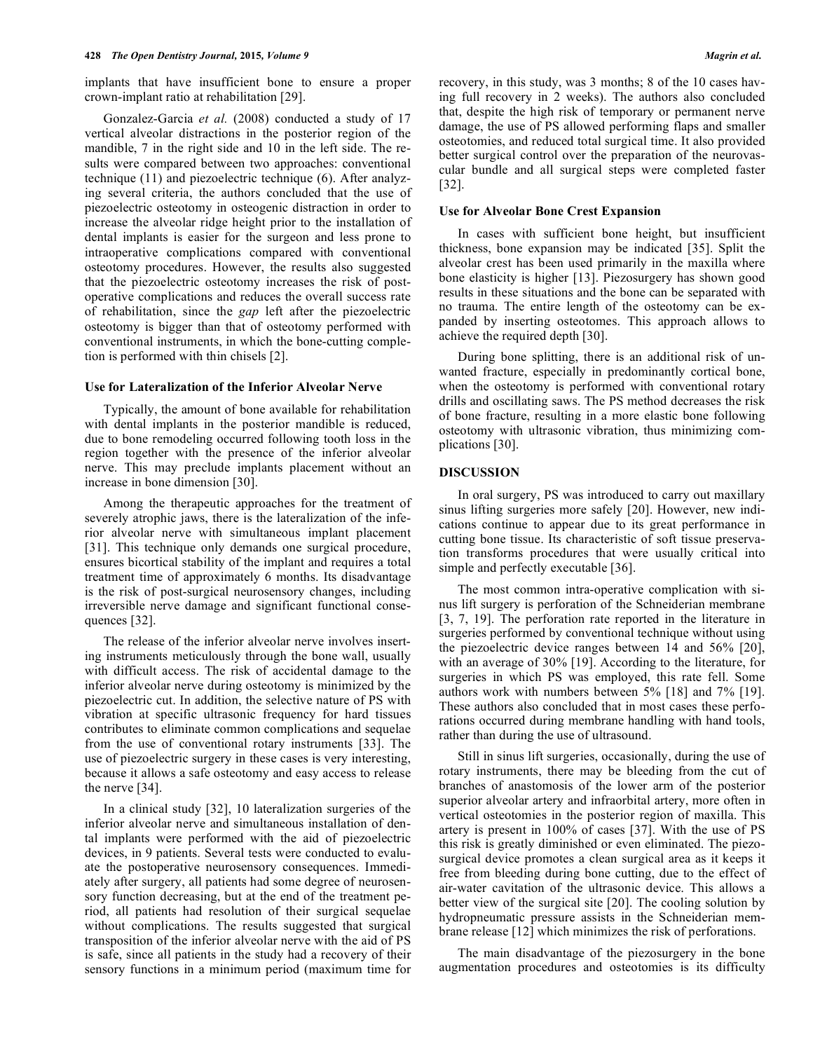implants that have insufficient bone to ensure a proper crown-implant ratio at rehabilitation [29].

Gonzalez-Garcia *et al.* (2008) conducted a study of 17 vertical alveolar distractions in the posterior region of the mandible, 7 in the right side and 10 in the left side. The results were compared between two approaches: conventional technique (11) and piezoelectric technique (6). After analyzing several criteria, the authors concluded that the use of piezoelectric osteotomy in osteogenic distraction in order to increase the alveolar ridge height prior to the installation of dental implants is easier for the surgeon and less prone to intraoperative complications compared with conventional osteotomy procedures. However, the results also suggested that the piezoelectric osteotomy increases the risk of post-operative complications and reduces the overall success rate of rehabilitation, since the *gap* left after the piezoelectric osteotomy is bigger than that of osteotomy performed with conventional instruments, in which the bone-cutting completion is performed with thin chisels [2].

### Use for Lateralization of the Inferior Alveolar Nerve

Typically, the amount of bone available for rehabilitation with dental implants in the posterior mandible is reduced, due to bone remodeling occurred following tooth loss in the region together with the presence of the inferior alveolar nerve. This may preclude implants placement without an increase in bone dimension [30].

Among the therapeutic approaches for the treatment of severely atrophic jaws, there is the lateralization of the inferior alveolar nerve with simultaneous implant placement [31]. This technique only demands one surgical procedure, ensures bicortical stability of the implant and requires a total treatment time of approximately 6 months. Its disadvantage is the risk of post-surgical neurosensory changes, including irreversible nerve damage and significant functional consequences [32].

The release of the inferior alveolar nerve involves inserting instruments meticulously through the bone wall, usually with difficult access. The risk of accidental damage to the inferior alveolar nerve during osteotomy is minimized by the piezoelectric cut. In addition, the selective nature of PS with vibration at specific ultrasonic frequency for hard tissues contributes to eliminate common complications and sequelae from the use of conventional rotary instruments [33]. The use of piezoelectric surgery in these cases is very interesting, because it allows a safe osteotomy and easy access to release the nerve [34].

In a clinical study [32], 10 lateralization surgeries of the inferior alveolar nerve and simultaneous installation of dental implants were performed with the aid of piezoelectric devices, in 9 patients. Several tests were conducted to evaluate the postoperative neurosensory consequences. Immediately after surgery, all patients had some degree of neurosensory function decreasing, but at the end of the treatment period, all patients had resolution of their surgical sequelae without complications. The results suggested that surgical transposition of the inferior alveolar nerve with the aid of PS is safe, since all patients in the study had a recovery of their sensory functions in a minimum period (maximum time for recovery, in this study, was 3 months; 8 of the 10 cases having full recovery in 2 weeks). The authors also concluded that, despite the high risk of temporary or permanent nerve damage, the use of PS allowed performing flaps and smaller osteotomies, and reduced total surgical time. It also provided better surgical control over the preparation of the neurovascular bundle and all surgical steps were completed faster [32].

### Use for Alveolar Bone Crest Expansion

In cases with sufficient bone height, but insufficient thickness, bone expansion may be indicated [35]. Split the alveolar crest has been used primarily in the maxilla where bone elasticity is higher [13]. Piezosurgery has shown good results in these situations and the bone can be separated with no trauma. The entire length of the osteotomy can be expanded by inserting osteotomes. This approach allows to achieve the required depth [30].

During bone splitting, there is an additional risk of unwanted fracture, especially in predominantly cortical bone, when the osteotomy is performed with conventional rotary drills and oscillating saws. The PS method decreases the risk of bone fracture, resulting in a more elastic bone following osteotomy with ultrasonic vibration, thus minimizing complications [30].

## DISCUSSION

In oral surgery, PS was introduced to carry out maxillary sinus lifting surgeries more safely [20]. However, new indications continue to appear due to its great performance in cutting bone tissue. Its characteristic of soft tissue preservation transforms procedures that were usually critical into simple and perfectly executable [36].

The most common intra-operative complication with sinus lift surgery is perforation of the Schneiderian membrane [3, 7, 19]. The perforation rate reported in the literature in surgeries performed by conventional technique without using the piezoelectric device ranges between 14 and 56% [20], with an average of 30% [19]. According to the literature, for surgeries in which PS was employed, this rate fell. Some authors work with numbers between 5% [18] and 7% [19]. These authors also concluded that in most cases these perforations occurred during membrane handling with hand tools, rather than during the use of ultrasound.

Still in sinus lift surgeries, occasionally, during the use of rotary instruments, there may be bleeding from the cut of branches of anastomosis of the lower arm of the posterior superior alveolar artery and infraorbital artery, more often in vertical osteotomies in the posterior region of maxilla. This artery is present in 100% of cases [37]. With the use of PS this risk is greatly diminished or even eliminated. The piezosurgical device promotes a clean surgical area as it keeps it free from bleeding during bone cutting, due to the effect of air-water cavitation of the ultrasonic device. This allows a better view of the surgical site [20]. The cooling solution by hydropneumatic pressure assists in the Schneiderian membrane release [12] which minimizes the risk of perforations.

The main disadvantage of the piezosurgery in the bone augmentation procedures and osteotomies is its difficulty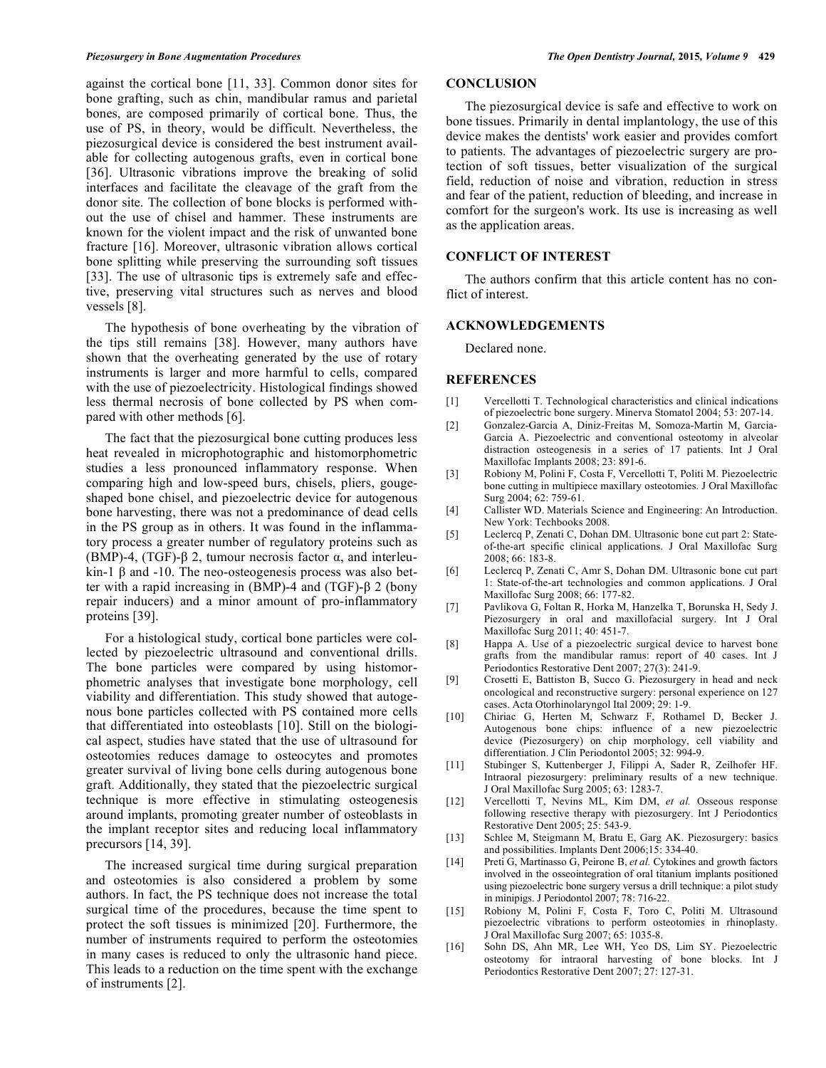against the cortical bone [11, 33]. Common donor sites for bone grafting, such as chin, mandibular ramus and parietal bones, are composed primarily of cortical bone. Thus, the use of PS, in theory, would be difficult. Nevertheless, the piezosurgical device is considered the best instrument available for collecting autogenous grafts, even in cortical bone [36]. Ultrasonic vibrations improve the breaking of solid interfaces and facilitate the cleavage of the graft from the donor site. The collection of bone blocks is performed without the use of chisel and hammer. These instruments are known for the violent impact and the risk of unwanted bone fracture [16]. Moreover, ultrasonic vibration allows cortical bone splitting while preserving the surrounding soft tissues [33]. The use of ultrasonic tips is extremely safe and effective, preserving vital structures such as nerves and blood vessels [8].

The hypothesis of bone overheating by the vibration of the tips still remains [38]. However, many authors have shown that the overheating generated by the use of rotary instruments is larger and more harmful to cells, compared with the use of piezoelectricity. Histological findings showed less thermal necrosis of bone collected by PS when compared with other methods [6].

The fact that the piezosurgical bone cutting produces less heat revealed in microphotographic and histomorphometric studies a less pronounced inflammatory response. When comparing high and low-speed burs, chisels, pliers, gouge-shaped bone chisel, and piezoelectric device for autogenous bone harvesting, there was not a predominance of dead cells in the PS group as in others. It was found in the inflammatory process a greater number of regulatory proteins such as (BMP)-4, (TGF)-β 2, tumour necrosis factor α, and interleukin-1 β and -10. The neo-osteogenesis process was also better with a rapid increasing in (BMP)-4 and (TGF)-β 2 (bony repair inducers) and a minor amount of pro-inflammatory proteins [39].

For a histological study, cortical bone particles were collected by piezoelectric ultrasound and conventional drills. The bone particles were compared by using histomorphometric analyses that investigate bone morphology, cell viability and differentiation. This study showed that autogenous bone particles collected with PS contained more cells that differentiated into osteoblasts [10]. Still on the biological aspect, studies have stated that the use of ultrasound for osteotomies reduces damage to osteocytes and promotes greater survival of living bone cells during autogenous bone graft. Additionally, they stated that the piezoelectric surgical technique is more effective in stimulating osteogenesis around implants, promoting greater number of osteoblasts in the implant receptor sites and reducing local inflammatory precursors [14, 39].

The increased surgical time during surgical preparation and osteotomies is also considered a problem by some authors. In fact, the PS technique does not increase the total surgical time of the procedures, because the time spent to protect the soft tissues is minimized [20]. Furthermore, the number of instruments required to perform the osteotomies in many cases is reduced to only the ultrasonic hand piece. This leads to a reduction on the time spent with the exchange of instruments [2].

## CONCLUSION

The piezosurgical device is safe and effective to work on bone tissues. Primarily in dental implantology, the use of this device makes the dentists' work easier and provides comfort to patients. The advantages of piezoelectric surgery are protection of soft tissues, better visualization of the surgical field, reduction of noise and vibration, reduction in stress and fear of the patient, reduction of bleeding, and increase in comfort for the surgeon's work. Its use is increasing as well as the application areas.

## CONFLICT OF INTEREST

The authors confirm that this article content has no conflict of interest.

## ACKNOWLEDGEMENTS

Declared none.

## REFERENCES

[1] Vercellotti T. Technological characteristics and clinical indications of piezoelectric bone surgery. Minerva Stomatol 2004; 53: 207-14.

[2] Gonzalez-Garcia A, Diniz-Freitas M, Somoza-Martin M, Garcia-Garcia A. Piezoelectric and conventional osteotomy in alveolar distraction osteogenesis in a series of 17 patients. Int J Oral Maxillofac Implants 2008; 23: 891-6.

[3] Robiony M, Polini F, Costa F, Vercellotti T, Politi M. Piezoelectric bone cutting in multipiece maxillary osteotomies. J Oral Maxillofac Surg 2004; 62: 759-61.

[4] Callister WD. Materials Science and Engineering: An Introduction. New York: Techbooks 2008.

[5] Leclercq P, Zenati C, Dohan DM. Ultrasonic bone cut part 2: State-of-the-art specific clinical applications. J Oral Maxillofac Surg 2008; 66: 183-8.

[6] Leclercq P, Zenati C, Amr S, Dohan DM. Ultrasonic bone cut part 1: State-of-the-art technologies and common applications. J Oral Maxillofac Surg 2008; 66: 177-82.

[7] Pavlikova G, Foltan R, Horka M, Hanzelka T, Borunska H, Sedy J. Piezosurgery in oral and maxillofacial surgery. Int J Oral Maxillofac Surg 2011; 40: 451-7.

[8] Happa A. Use of a piezoelectric surgical device to harvest bone grafts from the mandibular ramus: report of 40 cases. Int J Periodontics Restorative Dent 2007; 27(3): 241-9.

[9] Crosetti E, Battiston B, Succo G. Piezosurgery in head and neck oncological and reconstructive surgery: personal experience on 127 cases. Acta Otorhinolaryngol Ital 2009; 29: 1-9.

[10] Chiriac G, Herten M, Schwarz F, Rothamel D, Becker J. Autogenous bone chips: influence of a new piezoelectric device (Piezosurgery) on chip morphology, cell viability and differentiation. J Clin Periodontol 2005; 32: 994-9.

[11] Stubinger S, Kuttenberger J, Filippi A, Sader R, Zeilhofer HF. Intraoral piezosurgery: preliminary results of a new technique. J Oral Maxillofac Surg 2005; 63: 1283-7.

[12] Vercellotti T, Nevins ML, Kim DM, *et al.* Osseous response following resective therapy with piezosurgery. Int J Periodontics Restorative Dent 2005; 25: 543-9.

[13] Schlee M, Steigmann M, Bratu E, Garg AK. Piezosurgery: basics and possibilities. Implants Dent 2006;15: 334-40.

[14] Preti G, Martinasso G, Peirone B, *et al.* Cytokines and growth factors involved in the osseointegration of oral titanium implants positioned using piezoelectric bone surgery versus a drill technique: a pilot study in minipigs. J Periodontol 2007; 78: 716-22.

[15] Robiony M, Polini F, Costa F, Toro C, Politi M. Ultrasound piezoelectric vibrations to perform osteotomies in rhinoplasty. J Oral Maxillofac Surg 2007; 65: 1035-8.

[16] Sohn DS, Ahn MR, Lee WH, Yeo DS, Lim SY. Piezoelectric osteotomy for intraoral harvesting of bone blocks. Int J Periodontics Restorative Dent 2007; 27: 127-31.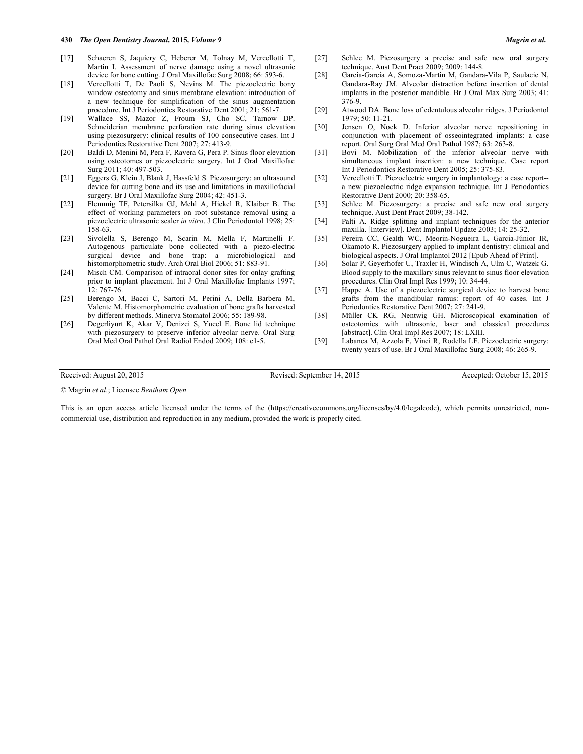[17] Schaeren S, Jaquiery C, Heberer M, Tolnay M, Vercellotti T, Martin I. Assessment of nerve damage using a novel ultrasonic device for bone cutting. J Oral Maxillofac Surg 2008; 66: 593-6.

[18] Vercellotti T, De Paoli S, Nevins M. The piezoelectric bony window osteotomy and sinus membrane elevation: introduction of a new technique for simplification of the sinus augmentation procedure. Int J Periodontics Restorative Dent 2001; 21: 561-7.

[19] Wallace SS, Mazor Z, Froum SJ, Cho SC, Tarnow DP. Schneiderian membrane perforation rate during sinus elevation using piezosurgery: clinical results of 100 consecutive cases. Int J Periodontics Restorative Dent 2007; 27: 413-9.

[20] Baldi D, Menini M, Pera F, Ravera G, Pera P. Sinus floor elevation using osteotomes or piezoelectric surgery. Int J Oral Maxillofac Surg 2011; 40: 497-503.

[21] Eggers G, Klein J, Blank J, Hassfeld S. Piezosurgery: an ultrasound device for cutting bone and its use and limitations in maxillofacial surgery. Br J Oral Maxillofac Surg 2004; 42: 451-3.

[22] Flemmig TF, Petersilka GJ, Mehl A, Hickel R, Klaiber B. The effect of working parameters on root substance removal using a piezoelectric ultrasonic scaler *in vitro*. J Clin Periodontol 1998; 25: 158-63.

[23] Sivolella S, Berengo M, Scarin M, Mella F, Martinelli F. Autogenous particulate bone collected with a piezo-electric surgical device and bone trap: a microbiological and histomorphometric study. Arch Oral Biol 2006; 51: 883-91.

[24] Misch CM. Comparison of intraoral donor sites for onlay grafting prior to implant placement. Int J Oral Maxillofac Implants 1997; 12: 767-76.

[25] Berengo M, Bacci C, Sartori M, Perini A, Della Barbera M, Valente M. Histomorphometric evaluation of bone grafts harvested by different methods. Minerva Stomatol 2006; 55: 189-98.

[26] Degerliyurt K, Akar V, Denizci S, Yucel E. Bone lid technique with piezosurgery to preserve inferior alveolar nerve. Oral Surg Oral Med Oral Pathol Oral Radiol Endod 2009; 108: e1-5.

[27] Schlee M. Piezosurgery a precise and safe new oral surgery technique. Aust Dent Pract 2009; 2009: 144-8.

[28] Garcia-Garcia A, Somoza-Martin M, Gandara-Vila P, Saulacic N, Gandara-Ray JM. Alveolar distraction before insertion of dental implants in the posterior mandible. Br J Oral Max Surg 2003; 41: 376-9.

[29] Atwood DA. Bone loss of edentulous alveolar ridges. J Periodontol 1979; 50: 11-21.

[30] Jensen O, Nock D. Inferior alveolar nerve repositioning in conjunction with placement of osseointegrated implants: a case report. Oral Surg Oral Med Oral Pathol 1987; 63: 263-8.

[31] Bovi M. Mobilization of the inferior alveolar nerve with simultaneous implant insertion: a new technique. Case report Int J Periodontics Restorative Dent 2005; 25: 375-83.

[32] Vercellotti T. Piezoelectric surgery in implantology: a case report--a new piezoelectric ridge expansion technique. Int J Periodontics Restorative Dent 2000; 20: 358-65.

[33] Schlee M. Piezosurgery: a precise and safe new oral surgery technique. Aust Dent Pract 2009; 38-142.

[34] Palti A. Ridge splitting and implant techniques for the anterior maxilla. [Interview]. Dent Implantol Update 2003; 14: 25-32.

[35] Pereira CC, Gealth WC, Meorin-Nogueira L, Garcia-Júnior IR, Okamoto R. Piezosurgery applied to implant dentistry: clinical and biological aspects. J Oral Implantol 2012 [Epub Ahead of Print].

[36] Solar P, Geyerhofer U, Traxler H, Windisch A, Ulm C, Watzek G. Blood supply to the maxillary sinus relevant to sinus floor elevation procedures. Clin Oral Impl Res 1999; 10: 34-44.

[37] Happe A. Use of a piezoelectric surgical device to harvest bone grafts from the mandibular ramus: report of 40 cases. Int J Periodontics Restorative Dent 2007; 27: 241-9.

[38] Müller CK RG, Nentwig GH. Microscopical examination of osteotomies with ultrasonic, laser and classical procedures [abstract]. Clin Oral Impl Res 2007; 18: LXIII.

[39] Labanca M, Azzola F, Vinci R, Rodella LF. Piezoelectric surgery: twenty years of use. Br J Oral Maxillofac Surg 2008; 46: 265-9.

Received: August 20, 2015 Revised: September 14, 2015 Accepted: October 15, 2015

© Magrin *et al.*; Licensee *Bentham Open.*

This is an open access article licensed under the terms of the (https://creativecommons.org/licenses/by/4.0/legalcode), which permits unrestricted, non-commercial use, distribution and reproduction in any medium, provided the work is properly cited.